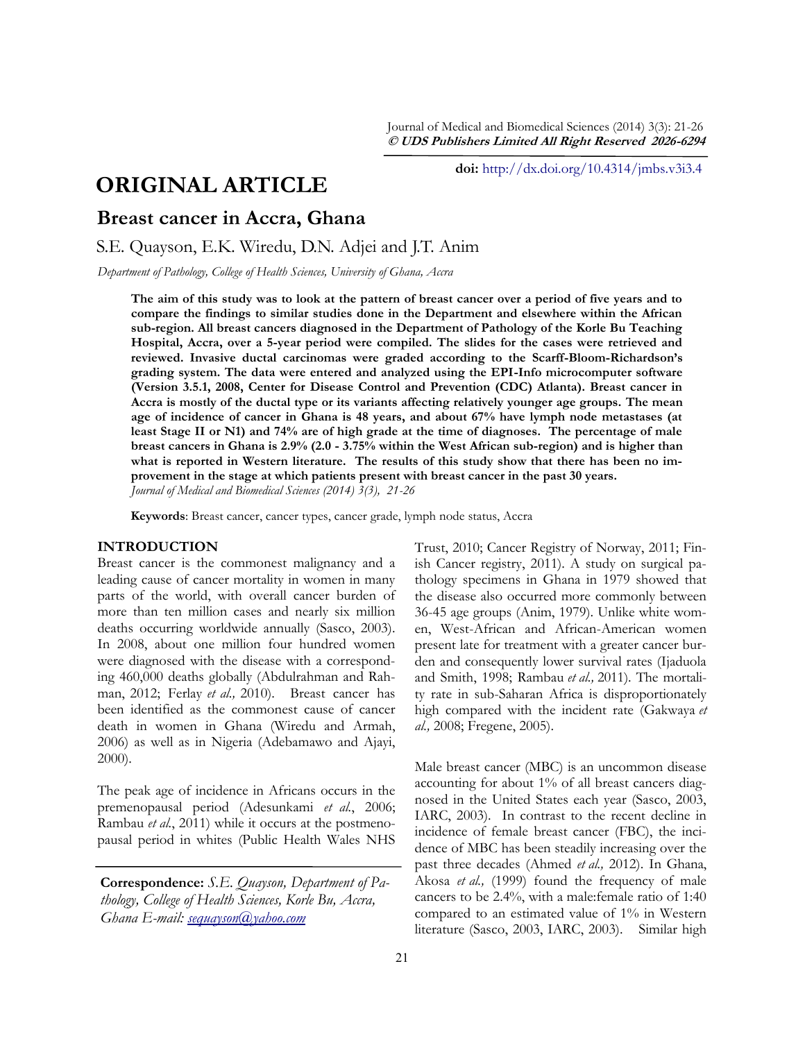doi: http://dx.doi.org/10.4314/jmbs.v3i3.4

# ORIGINAL ARTICLE

## Breast cancer in Accra, Ghana

S.E. Quayson, E.K. Wiredu, D.N. Adjei and J.T. Anim

*Department of Pathology, College of Health Sciences, University of Ghana, Accra*

**The aim of this study was to look at the pattern of breast cancer over a period of five years and to compare the findings to similar studies done in the Department and elsewhere within the African sub-region. All breast cancers diagnosed in the Department of Pathology of the Korle Bu Teaching Hospital, Accra, over a 5-year period were compiled. The slides for the cases were retrieved and reviewed. Invasive ductal carcinomas were graded according to the Scarff-Bloom-Richardson's grading system. The data were entered and analyzed using the EPI-Info microcomputer software (Version 3.5.1, 2008, Center for Disease Control and Prevention (CDC) Atlanta). Breast cancer in Accra is mostly of the ductal type or its variants affecting relatively younger age groups. The mean age of incidence of cancer in Ghana is 48 years, and about 67% have lymph node metastases (at least Stage II or N1) and 74% are of high grade at the time of diagnoses. The percentage of male breast cancers in Ghana is 2.9% (2.0 - 3.75% within the West African sub-region) and is higher than what is reported in Western literature. The results of this study show that there has been no improvement in the stage at which patients present with breast cancer in the past 30 years.**

*Journal of Medical and Biomedical Sciences (2014) 3(3), 21-26*

**Keywords**: Breast cancer, cancer types, cancer grade, lymph node status, Accra

## INTRODUCTION

Breast cancer is the commonest malignancy and a leading cause of cancer mortality in women in many parts of the world, with overall cancer burden of more than ten million cases and nearly six million deaths occurring worldwide annually (Sasco, 2003). In 2008, about one million four hundred women were diagnosed with the disease with a corresponding 460,000 deaths globally (Abdulrahman and Rahman, 2012; Ferlay *et al.,* 2010). Breast cancer has been identified as the commonest cause of cancer death in women in Ghana (Wiredu and Armah, 2006) as well as in Nigeria (Adebamawo and Ajayi, 2000).

The peak age of incidence in Africans occurs in the premenopausal period (Adesunkami *et al.*, 2006; Rambau *et al.*, 2011) while it occurs at the postmenopausal period in whites (Public Health Wales NHS Trust, 2010; Cancer Registry of Norway, 2011; Finish Cancer registry, 2011). A study on surgical pathology specimens in Ghana in 1979 showed that the disease also occurred more commonly between 36-45 age groups (Anim, 1979). Unlike white women, West-African and African-American women present late for treatment with a greater cancer burden and consequently lower survival rates (Ijaduola and Smith, 1998; Rambau *et al.,* 2011). The mortality rate in sub-Saharan Africa is disproportionately high compared with the incident rate (Gakwaya *et al.,* 2008; Fregene, 2005).

Male breast cancer (MBC) is an uncommon disease accounting for about 1% of all breast cancers diagnosed in the United States each year (Sasco, 2003, IARC, 2003). In contrast to the recent decline in incidence of female breast cancer (FBC), the incidence of MBC has been steadily increasing over the past three decades (Ahmed *et al.,* 2012). In Ghana, Akosa *et al.,* (1999) found the frequency of male cancers to be 2.4%, with a male:female ratio of 1:40 compared to an estimated value of 1% in Western literature (Sasco, 2003, IARC, 2003). Similar high

**Correspondence:** *S.E. Quayson, Department of Pathology, College of Health Sciences, Korle Bu, Accra, Ghana E-mail: sequayson@yahoo.com*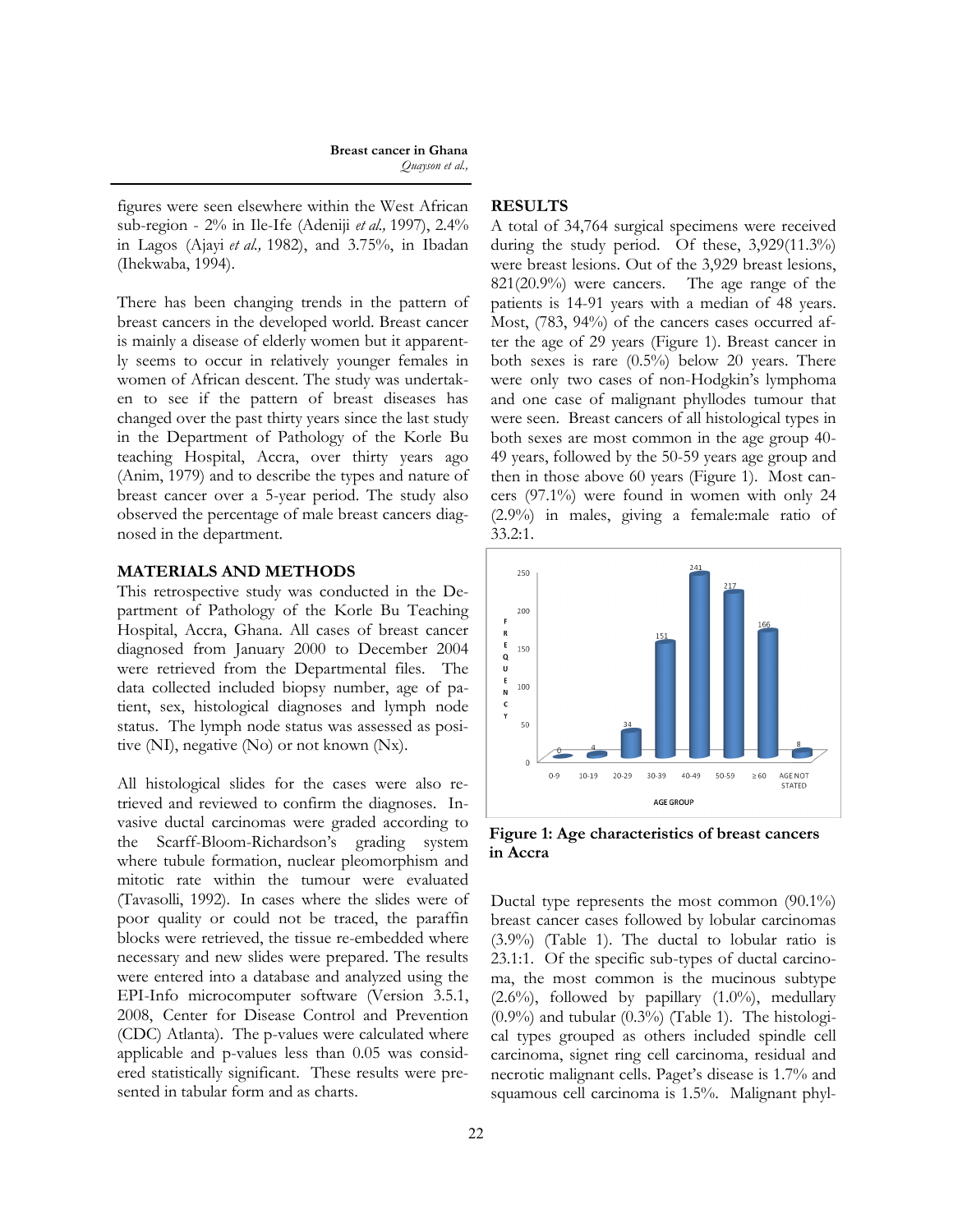figures were seen elsewhere within the West African sub-region - 2% in Ile-Ife (Adeniji *et al.,* 1997), 2.4% in Lagos (Ajayi *et al.,* 1982), and 3.75%, in Ibadan (Ihekwaba, 1994).

There has been changing trends in the pattern of breast cancers in the developed world. Breast cancer is mainly a disease of elderly women but it apparently seems to occur in relatively younger females in women of African descent. The study was undertaken to see if the pattern of breast diseases has changed over the past thirty years since the last study in the Department of Pathology of the Korle Bu teaching Hospital, Accra, over thirty years ago (Anim, 1979) and to describe the types and nature of breast cancer over a 5-year period. The study also observed the percentage of male breast cancers diagnosed in the department.

## MATERIALS AND METHODS

This retrospective study was conducted in the Department of Pathology of the Korle Bu Teaching Hospital, Accra, Ghana. All cases of breast cancer diagnosed from January 2000 to December 2004 were retrieved from the Departmental files. The data collected included biopsy number, age of patient, sex, histological diagnoses and lymph node status. The lymph node status was assessed as positive (NI), negative (No) or not known (Nx).

All histological slides for the cases were also retrieved and reviewed to confirm the diagnoses. Invasive ductal carcinomas were graded according to the Scarff-Bloom-Richardson's grading system where tubule formation, nuclear pleomorphism and mitotic rate within the tumour were evaluated (Tavasolli, 1992). In cases where the slides were of poor quality or could not be traced, the paraffin blocks were retrieved, the tissue re-embedded where necessary and new slides were prepared. The results were entered into a database and analyzed using the EPI-Info microcomputer software (Version 3.5.1, 2008, Center for Disease Control and Prevention (CDC) Atlanta). The p-values were calculated where applicable and p-values less than 0.05 was considered statistically significant. These results were presented in tabular form and as charts.

## RESULTS

A total of 34,764 surgical specimens were received during the study period. Of these, 3,929(11.3%) were breast lesions. Out of the 3,929 breast lesions, 821(20.9%) were cancers. The age range of the patients is 14-91 years with a median of 48 years. Most, (783, 94%) of the cancers cases occurred after the age of 29 years (Figure 1). Breast cancer in both sexes is rare (0.5%) below 20 years. There were only two cases of non-Hodgkin's lymphoma and one case of malignant phyllodes tumour that were seen. Breast cancers of all histological types in both sexes are most common in the age group 40-49 years, followed by the 50-59 years age group and then in those above 60 years (Figure 1). Most cancers (97.1%) were found in women with only 24 (2.9%) in males, giving a female:male ratio of 33.2:1.

| AGE GROUP | FREQUENCY |
|---|---|
| 0-9 | 0 |
| 10-19 | 4 |
| 20-29 | 34 |
| 30-39 | 151 |
| 40-49 | 241 |
| 50-59 | 217 |
| ≥ 60 | 166 |
| AGE NOT STATED | 8 |

**Figure 1: Age characteristics of breast cancers in Accra**

Ductal type represents the most common (90.1%) breast cancer cases followed by lobular carcinomas (3.9%) (Table 1). The ductal to lobular ratio is 23.1:1. Of the specific sub-types of ductal carcinoma, the most common is the mucinous subtype (2.6%), followed by papillary (1.0%), medullary (0.9%) and tubular (0.3%) (Table 1). The histological types grouped as others included spindle cell carcinoma, signet ring cell carcinoma, residual and necrotic malignant cells. Paget's disease is 1.7% and squamous cell carcinoma is 1.5%. Malignant phyl-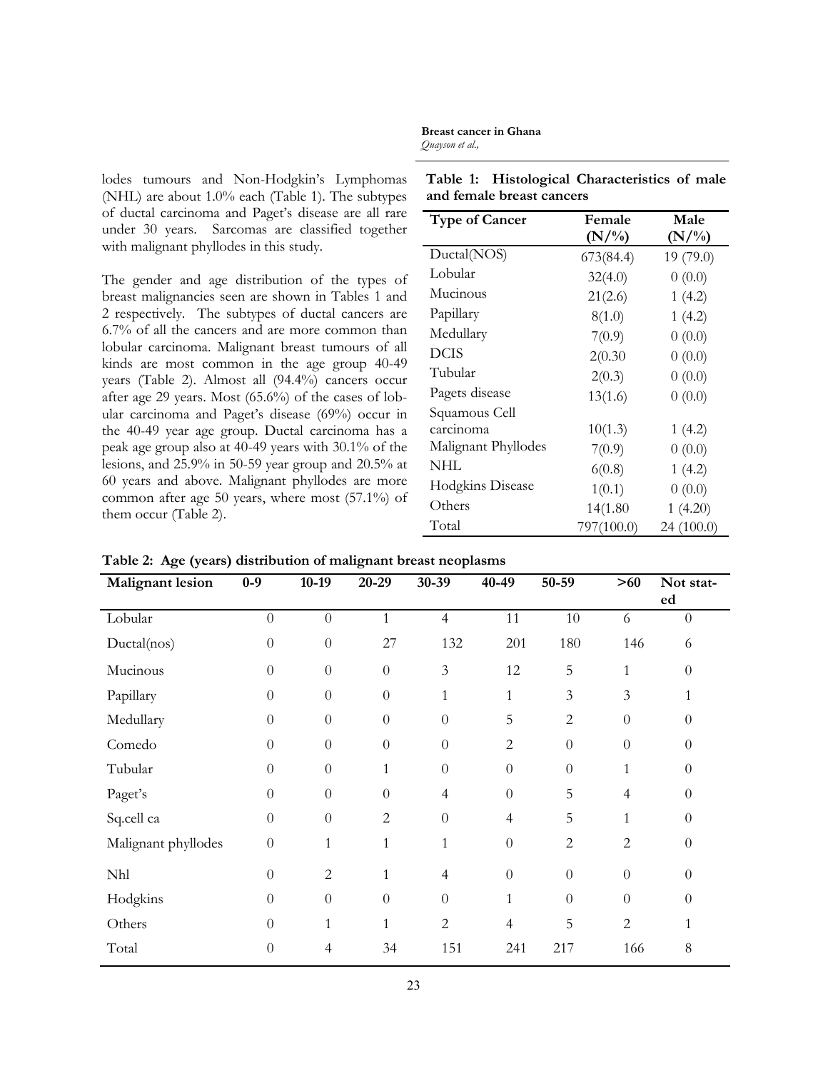lodes tumours and Non-Hodgkin's Lymphomas (NHL) are about 1.0% each (Table 1). The subtypes of ductal carcinoma and Paget's disease are all rare under 30 years. Sarcomas are classified together with malignant phyllodes in this study.

The gender and age distribution of the types of breast malignancies seen are shown in Tables 1 and 2 respectively. The subtypes of ductal cancers are 6.7% of all the cancers and are more common than lobular carcinoma. Malignant breast tumours of all kinds are most common in the age group 40-49 years (Table 2). Almost all (94.4%) cancers occur after age 29 years. Most (65.6%) of the cases of lobular carcinoma and Paget's disease (69%) occur in the 40-49 year age group. Ductal carcinoma has a peak age group also at 40-49 years with 30.1% of the lesions, and 25.9% in 50-59 year group and 20.5% at 60 years and above. Malignant phyllodes are more common after age 50 years, where most (57.1%) of them occur (Table 2).

**Table 1: Histological Characteristics of male and female breast cancers**

| Type of Cancer | Female (N/%) | Male (N/%) |
|---|---|---|
| Ductal(NOS) | 673(84.4) | 19 (79.0) |
| Lobular | 32(4.0) | 0 (0.0) |
| Mucinous | 21(2.6) | 1 (4.2) |
| Papillary | 8(1.0) | 1 (4.2) |
| Medullary | 7(0.9) | 0 (0.0) |
| DCIS | 2(0.30 | 0 (0.0) |
| Tubular | 2(0.3) | 0 (0.0) |
| Pagets disease | 13(1.6) | 0 (0.0) |
| Squamous Cell carcinoma | 10(1.3) | 1 (4.2) |
| Malignant Phyllodes | 7(0.9) | 0 (0.0) |
| NHL | 6(0.8) | 1 (4.2) |
| Hodgkins Disease | 1(0.1) | 0 (0.0) |
| Others | 14(1.80 | 1 (4.20) |
| Total | 797(100.0) | 24 (100.0) |

**Table 2: Age (years) distribution of malignant breast neoplasms**

| Malignant lesion | 0-9 | 10-19 | 20-29 | 30-39 | 40-49 | 50-59 | >60 | Not stated |
|---|---|---|---|---|---|---|---|---|
| Lobular | 0 | 0 | 1 | 4 | 11 | 10 | 6 | 0 |
| Ductal(nos) | 0 | 0 | 27 | 132 | 201 | 180 | 146 | 6 |
| Mucinous | 0 | 0 | 0 | 3 | 12 | 5 | 1 | 0 |
| Papillary | 0 | 0 | 0 | 1 | 1 | 3 | 3 | 1 |
| Medullary | 0 | 0 | 0 | 0 | 5 | 2 | 0 | 0 |
| Comedo | 0 | 0 | 0 | 0 | 2 | 0 | 0 | 0 |
| Tubular | 0 | 0 | 1 | 0 | 0 | 0 | 1 | 0 |
| Paget's | 0 | 0 | 0 | 4 | 0 | 5 | 4 | 0 |
| Sq.cell ca | 0 | 0 | 2 | 0 | 4 | 5 | 1 | 0 |
| Malignant phyllodes | 0 | 1 | 1 | 1 | 0 | 2 | 2 | 0 |
| Nhl | 0 | 2 | 1 | 4 | 0 | 0 | 0 | 0 |
| Hodgkins | 0 | 0 | 0 | 0 | 1 | 0 | 0 | 0 |
| Others | 0 | 1 | 1 | 2 | 4 | 5 | 2 | 1 |
| Total | 0 | 4 | 34 | 151 | 241 | 217 | 166 | 8 |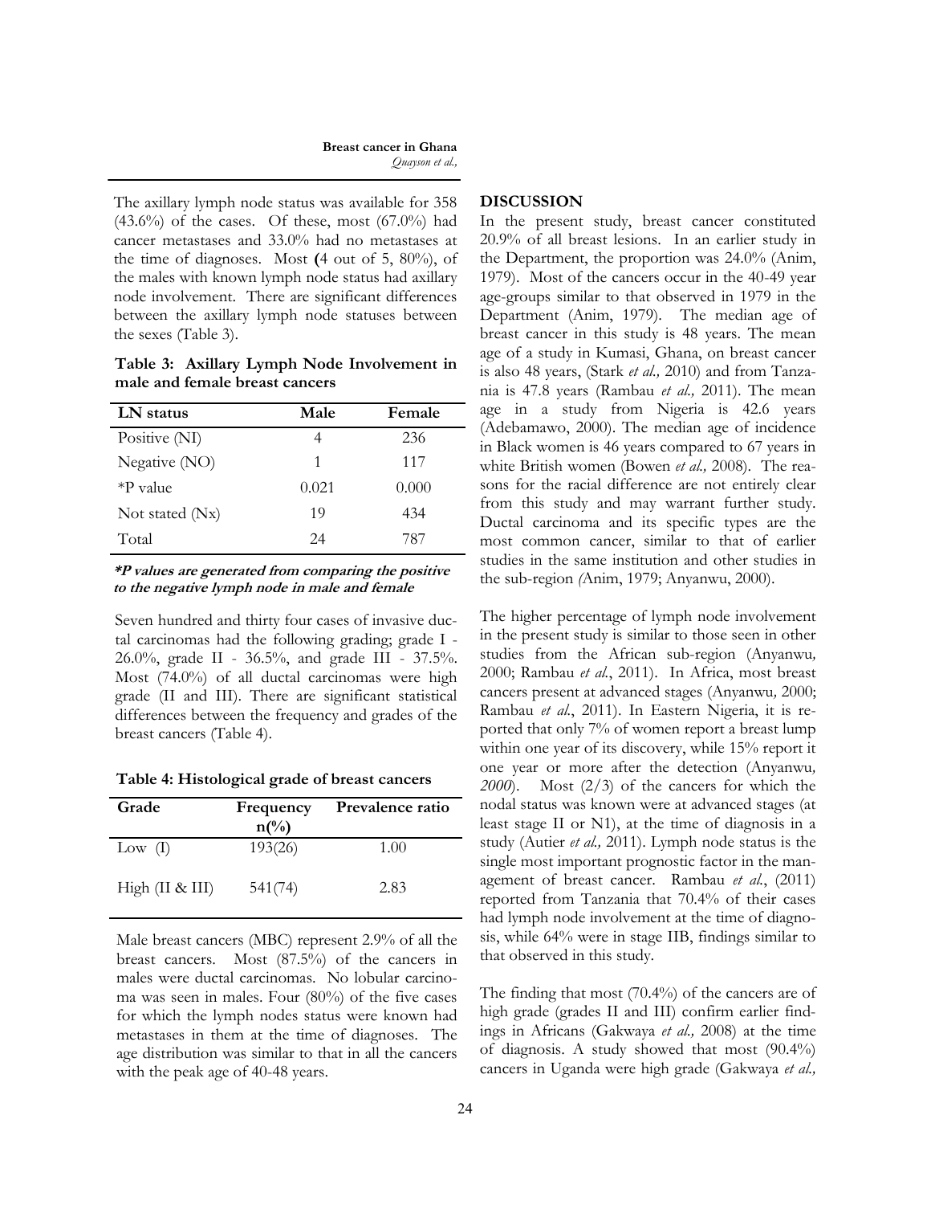The axillary lymph node status was available for 358 (43.6%) of the cases. Of these, most (67.0%) had cancer metastases and 33.0% had no metastases at the time of diagnoses. Most **(**4 out of 5, 80%), of the males with known lymph node status had axillary node involvement. There are significant differences between the axillary lymph node statuses between the sexes (Table 3).

**Table 3: Axillary Lymph Node Involvement in male and female breast cancers**

| LN status | Male | Female |
|---|---|---|
| Positive (NI) | 4 | 236 |
| Negative (NO) | 1 | 117 |
| *P value | 0.021 | 0.000 |
| Not stated (Nx) | 19 | 434 |
| Total | 24 | 787 |

***P values are generated from comparing the positive to the negative lymph node in male and female***

Seven hundred and thirty four cases of invasive ductal carcinomas had the following grading; grade I - 26.0%, grade II - 36.5%, and grade III - 37.5%. Most (74.0%) of all ductal carcinomas were high grade (II and III). There are significant statistical differences between the frequency and grades of the breast cancers (Table 4).

**Table 4: Histological grade of breast cancers**

| Grade | Frequency n(%) | Prevalence ratio |
|---|---|---|
| Low (I) | 193(26) | 1.00 |
| High (II & III) | 541(74) | 2.83 |

Male breast cancers (MBC) represent 2.9% of all the breast cancers. Most (87.5%) of the cancers in males were ductal carcinomas. No lobular carcinoma was seen in males. Four (80%) of the five cases for which the lymph nodes status were known had metastases in them at the time of diagnoses. The age distribution was similar to that in all the cancers with the peak age of 40-48 years.

## DISCUSSION

In the present study, breast cancer constituted 20.9% of all breast lesions. In an earlier study in the Department, the proportion was 24.0% (Anim, 1979). Most of the cancers occur in the 40-49 year age-groups similar to that observed in 1979 in the Department (Anim, 1979). The median age of breast cancer in this study is 48 years. The mean age of a study in Kumasi, Ghana, on breast cancer is also 48 years, (Stark *et al.,* 2010) and from Tanzania is 47.8 years (Rambau *et al.,* 2011). The mean age in a study from Nigeria is 42.6 years (Adebamawo, 2000). The median age of incidence in Black women is 46 years compared to 67 years in white British women (Bowen *et al.,* 2008). The reasons for the racial difference are not entirely clear from this study and may warrant further study. Ductal carcinoma and its specific types are the most common cancer, similar to that of earlier studies in the same institution and other studies in the sub-region *(*Anim, 1979; Anyanwu, 2000).

The higher percentage of lymph node involvement in the present study is similar to those seen in other studies from the African sub-region (Anyanwu*,* 2000; Rambau *et al.*, 2011). In Africa, most breast cancers present at advanced stages (Anyanwu*,* 2000; Rambau *et al.*, 2011). In Eastern Nigeria, it is reported that only 7% of women report a breast lump within one year of its discovery, while 15% report it one year or more after the detection (Anyanwu*, 2000*). Most (2/3) of the cancers for which the nodal status was known were at advanced stages (at least stage II or N1), at the time of diagnosis in a study (Autier *et al.,* 2011). Lymph node status is the single most important prognostic factor in the management of breast cancer. Rambau *et al.*, (2011) reported from Tanzania that 70.4% of their cases had lymph node involvement at the time of diagnosis, while 64% were in stage IIB, findings similar to that observed in this study.

The finding that most (70.4%) of the cancers are of high grade (grades II and III) confirm earlier findings in Africans (Gakwaya *et al.,* 2008) at the time of diagnosis. A study showed that most (90.4%) cancers in Uganda were high grade (Gakwaya *et al.,*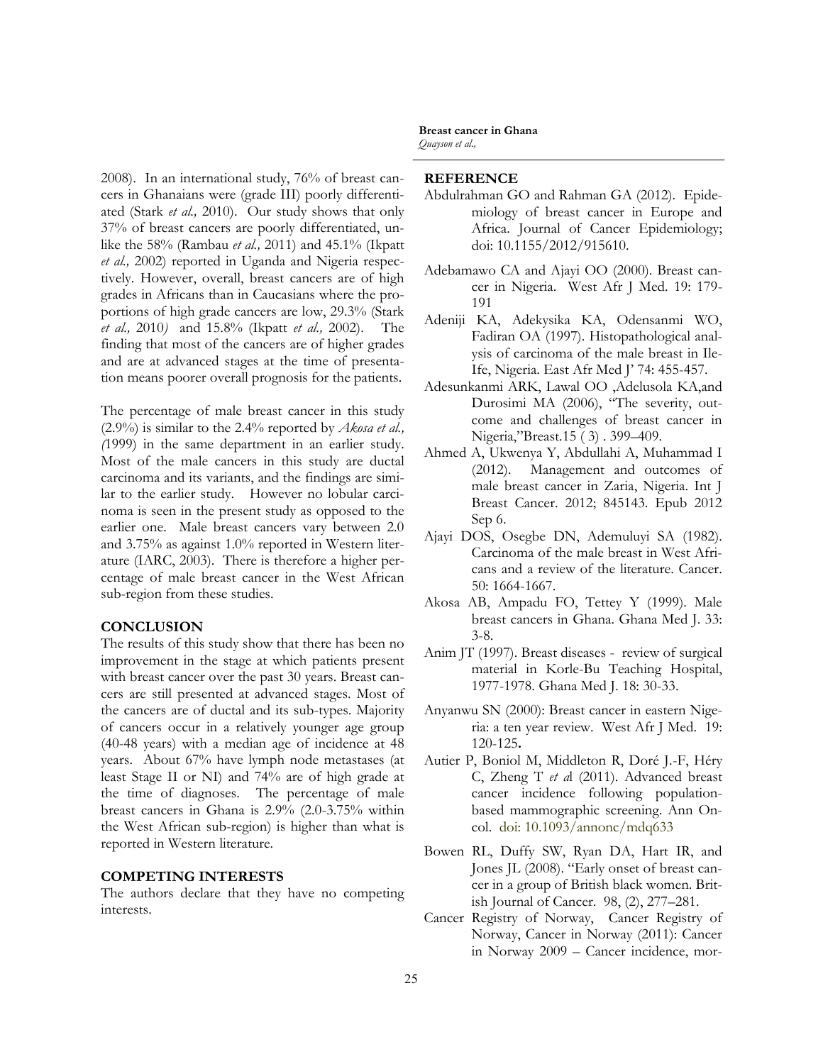2008). In an international study, 76% of breast cancers in Ghanaians were (grade III) poorly differentiated (Stark *et al.,* 2010). Our study shows that only 37% of breast cancers are poorly differentiated, unlike the 58% (Rambau *et al.,* 2011) and 45.1% (Ikpatt *et al.,* 2002) reported in Uganda and Nigeria respectively. However, overall, breast cancers are of high grades in Africans than in Caucasians where the proportions of high grade cancers are low, 29.3% (Stark *et al.,* 2010) and 15.8% (Ikpatt *et al.,* 2002). The finding that most of the cancers are of higher grades and are at advanced stages at the time of presentation means poorer overall prognosis for the patients.

The percentage of male breast cancer in this study (2.9%) is similar to the 2.4% reported by *Akosa et al., (*1999) in the same department in an earlier study. Most of the male cancers in this study are ductal carcinoma and its variants, and the findings are similar to the earlier study. However no lobular carcinoma is seen in the present study as opposed to the earlier one. Male breast cancers vary between 2.0 and 3.75% as against 1.0% reported in Western literature (IARC, 2003). There is therefore a higher percentage of male breast cancer in the West African sub-region from these studies.

## CONCLUSION

The results of this study show that there has been no improvement in the stage at which patients present with breast cancer over the past 30 years. Breast cancers are still presented at advanced stages. Most of the cancers are of ductal and its sub-types. Majority of cancers occur in a relatively younger age group (40-48 years) with a median age of incidence at 48 years. About 67% have lymph node metastases (at least Stage II or NI) and 74% are of high grade at the time of diagnoses. The percentage of male breast cancers in Ghana is 2.9% (2.0-3.75% within the West African sub-region) is higher than what is reported in Western literature.

## COMPETING INTERESTS

The authors declare that they have no competing interests.

## REFERENCE

Abdulrahman GO and Rahman GA (2012). Epidemiology of breast cancer in Europe and Africa. Journal of Cancer Epidemiology; doi: 10.1155/2012/915610.

Adebamawo CA and Ajayi OO (2000). Breast cancer in Nigeria. West Afr J Med. 19: 179-191

Adeniji KA, Adekysika KA, Odensanmi WO, Fadiran OA (1997). Histopathological analysis of carcinoma of the male breast in Ile-Ife, Nigeria. East Afr Med J' 74: 455-457.

Adesunkanmi ARK, Lawal OO ,Adelusola KA,and Durosimi MA (2006), "The severity, outcome and challenges of breast cancer in Nigeria,"Breast.15 ( 3) . 399–409.

Ahmed A, Ukwenya Y, Abdullahi A, Muhammad I (2012). Management and outcomes of male breast cancer in Zaria, Nigeria. Int J Breast Cancer. 2012; 845143. Epub 2012 Sep 6.

Ajayi DOS, Osegbe DN, Ademuluyi SA (1982). Carcinoma of the male breast in West Africans and a review of the literature. Cancer. 50: 1664-1667.

Akosa AB, Ampadu FO, Tettey Y (1999). Male breast cancers in Ghana. Ghana Med J. 33: 3-8.

Anim JT (1997). Breast diseases - review of surgical material in Korle-Bu Teaching Hospital, 1977-1978. Ghana Med J. 18: 30-33.

Anyanwu SN (2000): Breast cancer in eastern Nigeria: a ten year review. West Afr J Med. 19: 120-125**.**

Autier P, Boniol M, Middleton R, Doré J.-F, Héry C, Zheng T *et a*l (2011). Advanced breast cancer incidence following population-based mammographic screening. Ann Oncol. doi: 10.1093/annonc/mdq633

Bowen RL, Duffy SW, Ryan DA, Hart IR, and Jones JL (2008). "Early onset of breast cancer in a group of British black women. British Journal of Cancer. 98, (2), 277–281.

Cancer Registry of Norway, Cancer Registry of Norway, Cancer in Norway (2011): Cancer in Norway 2009 – Cancer incidence, mor-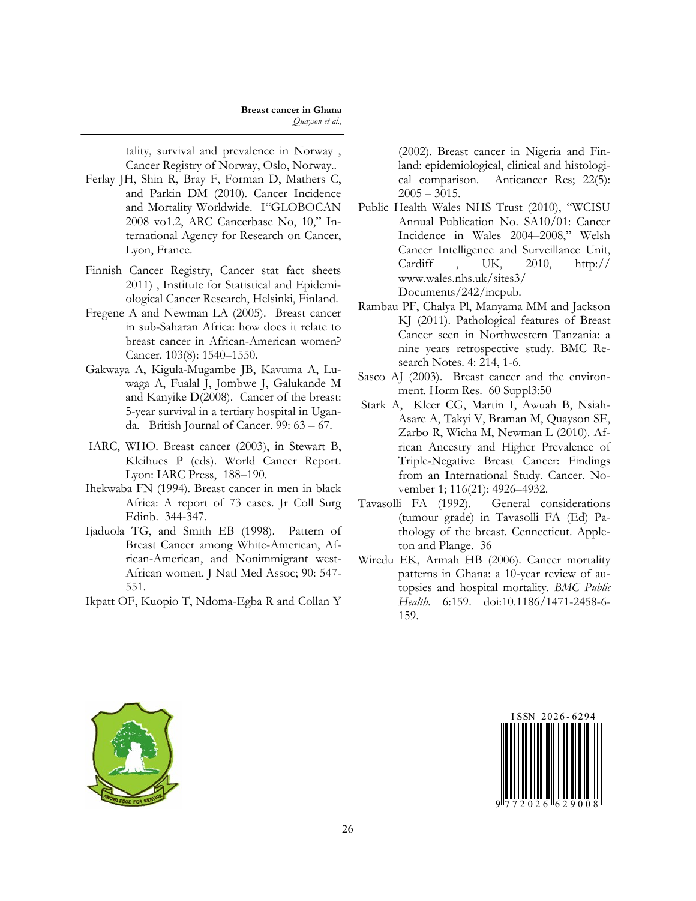tality, survival and prevalence in Norway , Cancer Registry of Norway, Oslo, Norway..

Ferlay JH, Shin R, Bray F, Forman D, Mathers C, and Parkin DM (2010). Cancer Incidence and Mortality Worldwide. I"GLOBOCAN 2008 vo1.2, ARC Cancerbase No, 10," International Agency for Research on Cancer, Lyon, France.

Finnish Cancer Registry, Cancer stat fact sheets 2011) , Institute for Statistical and Epidemiological Cancer Research, Helsinki, Finland.

Fregene A and Newman LA (2005). Breast cancer in sub-Saharan Africa: how does it relate to breast cancer in African-American women? Cancer. 103(8): 1540–1550.

Gakwaya A, Kigula-Mugambe JB, Kavuma A, Luwaga A, Fualal J, Jombwe J, Galukande M and Kanyike D(2008). Cancer of the breast: 5-year survival in a tertiary hospital in Uganda. British Journal of Cancer. 99: 63 – 67.

IARC, WHO. Breast cancer (2003), in Stewart B, Kleihues P (eds). World Cancer Report. Lyon: IARC Press, 188–190.

Ihekwaba FN (1994). Breast cancer in men in black Africa: A report of 73 cases. Jr Coll Surg Edinb. 344-347.

Ijaduola TG, and Smith EB (1998). Pattern of Breast Cancer among White-American, African-American, and Nonimmigrant west-African women. J Natl Med Assoc; 90: 547-551.

Ikpatt OF, Kuopio T, Ndoma-Egba R and Collan Y (2002). Breast cancer in Nigeria and Finland: epidemiological, clinical and histological comparison. Anticancer Res; 22(5): 2005 – 3015.

Public Health Wales NHS Trust (2010), "WCISU Annual Publication No. SA10/01: Cancer Incidence in Wales 2004–2008," Welsh Cancer Intelligence and Surveillance Unit, Cardiff , UK, 2010, http://www.wales.nhs.uk/sites3/Documents/242/incpub.

Rambau PF, Chalya Pl, Manyama MM and Jackson KJ (2011). Pathological features of Breast Cancer seen in Northwestern Tanzania: a nine years retrospective study. BMC Research Notes. 4: 214, 1-6.

Sasco AJ (2003). Breast cancer and the environment. Horm Res. 60 Suppl3:50

Stark A, Kleer CG, Martin I, Awuah B, Nsiah-Asare A, Takyi V, Braman M, Quayson SE, Zarbo R, Wicha M, Newman L (2010). African Ancestry and Higher Prevalence of Triple-Negative Breast Cancer: Findings from an International Study. Cancer. November 1; 116(21): 4926–4932.

Tavasolli FA (1992). General considerations (tumour grade) in Tavasolli FA (Ed) Pathology of the breast. Cennecticut. Appleton and Plange. 36

Wiredu EK, Armah HB (2006). Cancer mortality patterns in Ghana: a 10-year review of autopsies and hospital mortality. *BMC Public Health*. 6:159. doi:10.1186/1471-2458-6-159.

ISSN 2026-6294

9 772026 629008